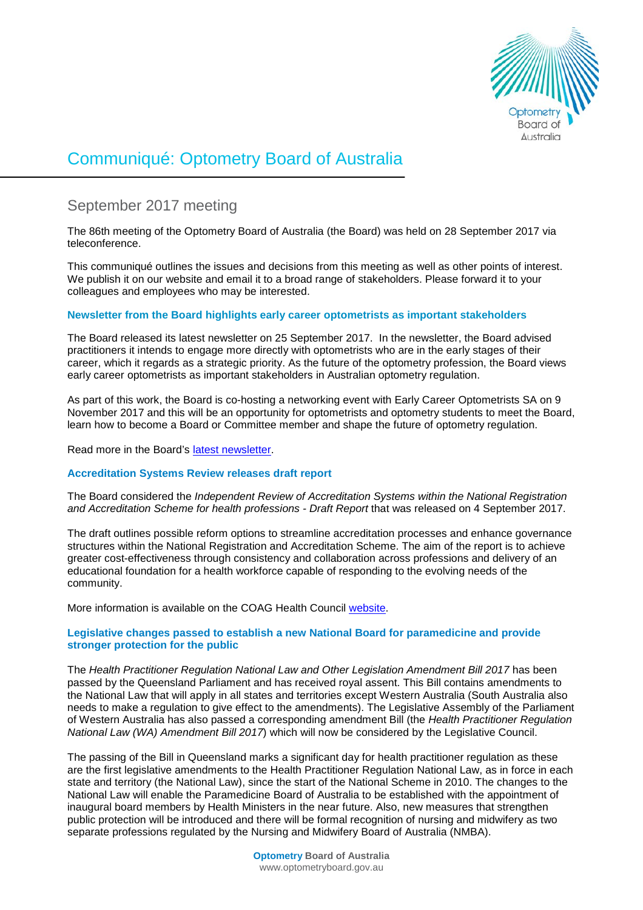# Communiqué: Optometry Board of Australia

## September 2017 meeting

The 86th meeting of the Optometry Board of Australia (the Board) was held on 28 September 2017 via teleconference.

This communiqué outlines the issues and decisions from this meeting as well as other points of interest. We publish it on our website and email it to a broad range of stakeholders. Please forward it to your colleagues and employees who may be interested.

### Newsletter from the Board highlights early career optometrists as important stakeholders

The Board released its latest newsletter on 25 September 2017. In the newsletter, the Board advised practitioners it intends to engage more directly with optometrists who are in the early stages of their career, which it regards as a strategic priority. As the future of the optometry profession, the Board views early career optometrists as important stakeholders in Australian optometry regulation.

As part of this work, the Board is co-hosting a networking event with Early Career Optometrists SA on 9 November 2017 and this will be an opportunity for optometrists and optometry students to meet the Board, learn how to become a Board or Committee member and shape the future of optometry regulation.

Read more in the Board's latest newsletter.

### Accreditation Systems Review releases draft report

The Board considered the *Independent Review of Accreditation Systems within the National Registration and Accreditation Scheme for health professions - Draft Report* that was released on 4 September 2017.

The draft outlines possible reform options to streamline accreditation processes and enhance governance structures within the National Registration and Accreditation Scheme. The aim of the report is to achieve greater cost-effectiveness through consistency and collaboration across professions and delivery of an educational foundation for a health workforce capable of responding to the evolving needs of the community.

More information is available on the COAG Health Council website.

### Legislative changes passed to establish a new National Board for paramedicine and provide stronger protection for the public

The *Health Practitioner Regulation National Law and Other Legislation Amendment Bill 2017* has been passed by the Queensland Parliament and has received royal assent. This Bill contains amendments to the National Law that will apply in all states and territories except Western Australia (South Australia also needs to make a regulation to give effect to the amendments). The Legislative Assembly of the Parliament of Western Australia has also passed a corresponding amendment Bill (the *Health Practitioner Regulation National Law (WA) Amendment Bill 2017*) which will now be considered by the Legislative Council.

The passing of the Bill in Queensland marks a significant day for health practitioner regulation as these are the first legislative amendments to the Health Practitioner Regulation National Law, as in force in each state and territory (the National Law), since the start of the National Scheme in 2010. The changes to the National Law will enable the Paramedicine Board of Australia to be established with the appointment of inaugural board members by Health Ministers in the near future. Also, new measures that strengthen public protection will be introduced and there will be formal recognition of nursing and midwifery as two separate professions regulated by the Nursing and Midwifery Board of Australia (NMBA).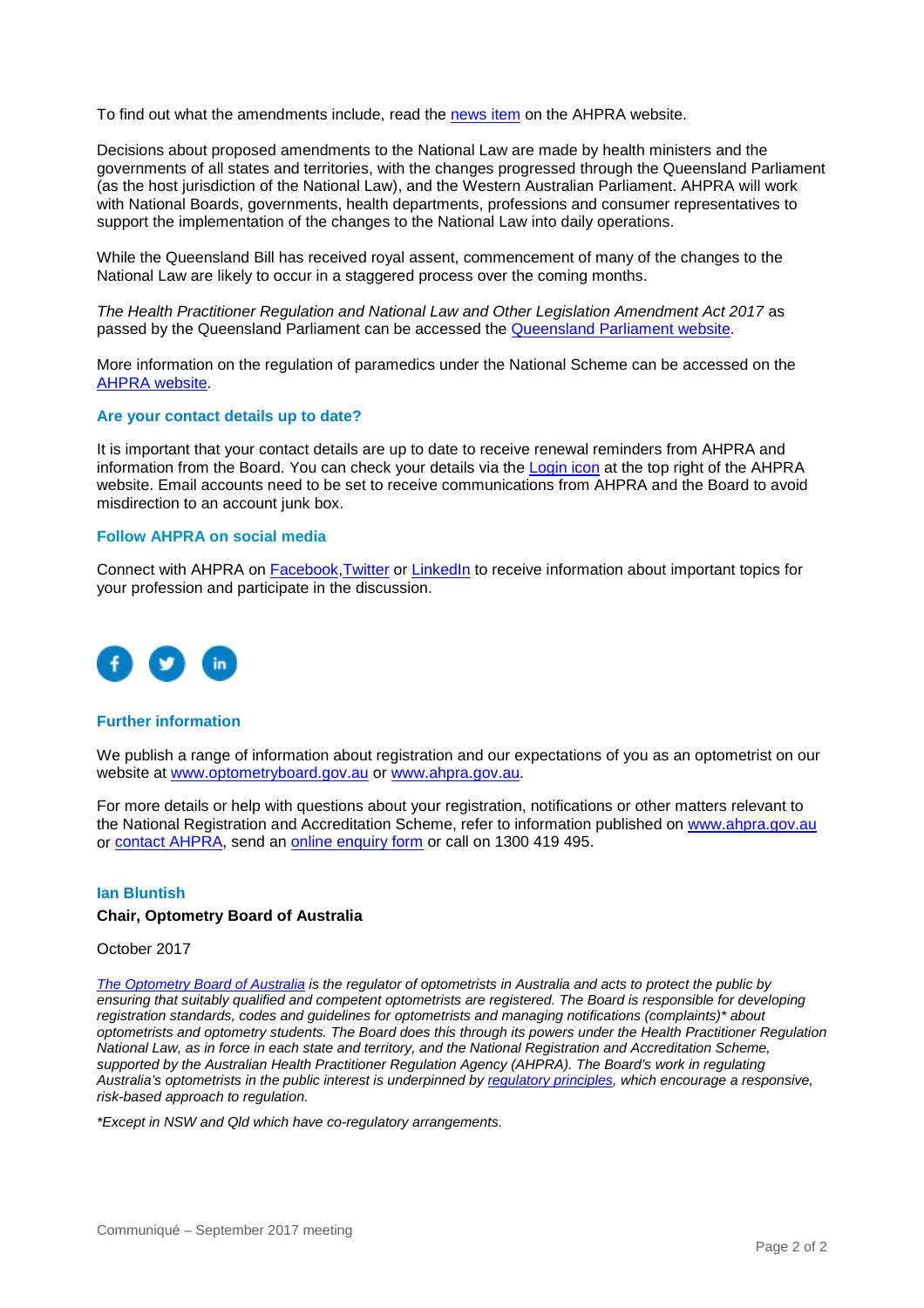To find out what the amendments include, read the news item on the AHPRA website.

Decisions about proposed amendments to the National Law are made by health ministers and the governments of all states and territories, with the changes progressed through the Queensland Parliament (as the host jurisdiction of the National Law), and the Western Australian Parliament. AHPRA will work with National Boards, governments, health departments, professions and consumer representatives to support the implementation of the changes to the National Law into daily operations.

While the Queensland Bill has received royal assent, commencement of many of the changes to the National Law are likely to occur in a staggered process over the coming months.

*The Health Practitioner Regulation and National Law and Other Legislation Amendment Act 2017* as passed by the Queensland Parliament can be accessed the Queensland Parliament website.

More information on the regulation of paramedics under the National Scheme can be accessed on the AHPRA website.

### Are your contact details up to date?

It is important that your contact details are up to date to receive renewal reminders from AHPRA and information from the Board. You can check your details via the Login icon at the top right of the AHPRA website. Email accounts need to be set to receive communications from AHPRA and the Board to avoid misdirection to an account junk box.

### Follow AHPRA on social media

Connect with AHPRA on Facebook,Twitter or LinkedIn to receive information about important topics for your profession and participate in the discussion.

### Further information

We publish a range of information about registration and our expectations of you as an optometrist on our website at www.optometryboard.gov.au or www.ahpra.gov.au.

For more details or help with questions about your registration, notifications or other matters relevant to the National Registration and Accreditation Scheme, refer to information published on www.ahpra.gov.au or contact AHPRA, send an online enquiry form or call on 1300 419 495.

**Ian Bluntish**

**Chair, Optometry Board of Australia**

October 2017

*The Optometry Board of Australia is the regulator of optometrists in Australia and acts to protect the public by ensuring that suitably qualified and competent optometrists are registered. The Board is responsible for developing registration standards, codes and guidelines for optometrists and managing notifications (complaints)\* about optometrists and optometry students. The Board does this through its powers under the Health Practitioner Regulation National Law, as in force in each state and territory, and the National Registration and Accreditation Scheme, supported by the Australian Health Practitioner Regulation Agency (AHPRA). The Board's work in regulating Australia's optometrists in the public interest is underpinned by regulatory principles, which encourage a responsive, risk-based approach to regulation.*

*\*Except in NSW and Qld which have co-regulatory arrangements.*